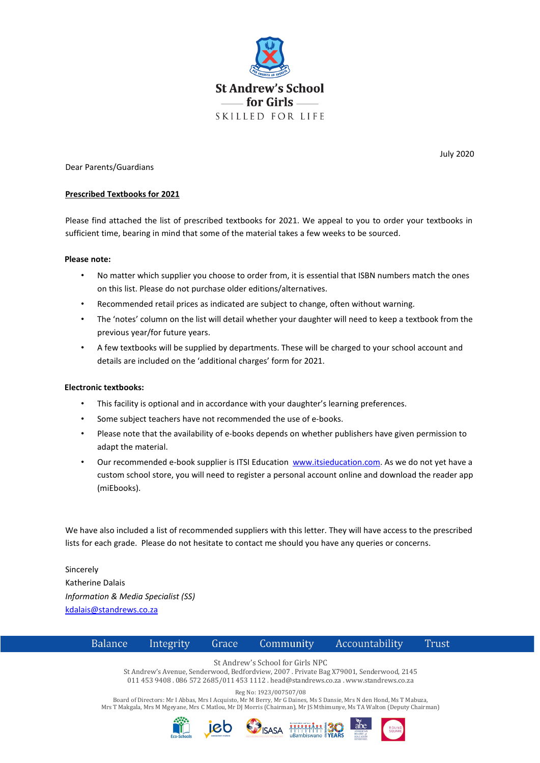St Andrew's School for Girls

SKILLED FOR LIFE

July 2020

Dear Parents/Guardians

**Prescribed Textbooks for 2021**

Please find attached the list of prescribed textbooks for 2021. We appeal to you to order your textbooks in sufficient time, bearing in mind that some of the material takes a few weeks to be sourced.

**Please note:**

- No matter which supplier you choose to order from, it is essential that ISBN numbers match the ones on this list. Please do not purchase older editions/alternatives.
- Recommended retail prices as indicated are subject to change, often without warning.
- The 'notes' column on the list will detail whether your daughter will need to keep a textbook from the previous year/for future years.
- A few textbooks will be supplied by departments. These will be charged to your school account and details are included on the 'additional charges' form for 2021.

**Electronic textbooks:**

- This facility is optional and in accordance with your daughter's learning preferences.
- Some subject teachers have not recommended the use of e-books.
- Please note that the availability of e-books depends on whether publishers have given permission to adapt the material.
- Our recommended e-book supplier is ITSI Education [www.itsieducation.com](http://www.itsieducation.com). As we do not yet have a custom school store, you will need to register a personal account online and download the reader app (miEbooks).

We have also included a list of recommended suppliers with this letter. They will have access to the prescribed lists for each grade. Please do not hesitate to contact me should you have any queries or concerns.

Sincerely
Katherine Dalais
*Information & Media Specialist (SS)*
[kdalais@standrews.co.za](mailto:kdalais@standrews.co.za)

Balance Integrity Grace Community Accountability Trust

St Andrew's School for Girls NPC
St Andrew's Avenue, Senderwood, Bedfordview, 2007 . Private Bag X79001, Senderwood, 2145
011 453 9408 . 086 572 2685/011 453 1112 . head@standrews.co.za . www.standrews.co.za

Reg No: 1923/007507/08
Board of Directors: Mr I Abbas, Mrs I Acquisto, Mr M Berry, Mr G Daines, Ms S Dansie, Mrs N den Hond, Ms T Mabuza, Mrs T Makgala, Mrs M Mgeyane, Mrs C Matlou, Mr DJ Morris (Chairman), Mr JS Mthimunye, Ms TA Walton (Deputy Chairman)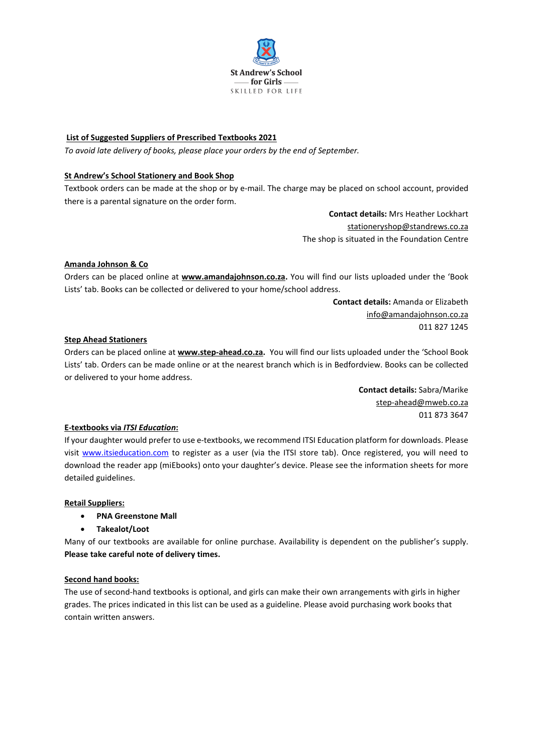St Andrew's School for Girls
SKILLED FOR LIFE

## List of Suggested Suppliers of Prescribed Textbooks 2021

*To avoid late delivery of books, please place your orders by the end of September.*

### St Andrew's School Stationery and Book Shop

Textbook orders can be made at the shop or by e-mail. The charge may be placed on school account, provided there is a parental signature on the order form.

**Contact details:** Mrs Heather Lockhart
stationeryshop@standrews.co.za
The shop is situated in the Foundation Centre

### Amanda Johnson & Co

Orders can be placed online at **www.amandajohnson.co.za.** You will find our lists uploaded under the 'Book Lists' tab. Books can be collected or delivered to your home/school address.

**Contact details:** Amanda or Elizabeth
info@amandajohnson.co.za
011 827 1245

### Step Ahead Stationers

Orders can be placed online at **www.step-ahead.co.za.** You will find our lists uploaded under the 'School Book Lists' tab. Orders can be made online or at the nearest branch which is in Bedfordview. Books can be collected or delivered to your home address.

**Contact details:** Sabra/Marike
step-ahead@mweb.co.za
011 873 3647

### E-textbooks via *ITSI Education*:

If your daughter would prefer to use e-textbooks, we recommend ITSI Education platform for downloads. Please visit www.itsieducation.com to register as a user (via the ITSI store tab). Once registered, you will need to download the reader app (miEbooks) onto your daughter's device. Please see the information sheets for more detailed guidelines.

### Retail Suppliers:

- **PNA Greenstone Mall**
- **Takealot/Loot**

Many of our textbooks are available for online purchase. Availability is dependent on the publisher's supply. **Please take careful note of delivery times.**

### Second hand books:

The use of second-hand textbooks is optional, and girls can make their own arrangements with girls in higher grades. The prices indicated in this list can be used as a guideline. Please avoid purchasing work books that contain written answers.